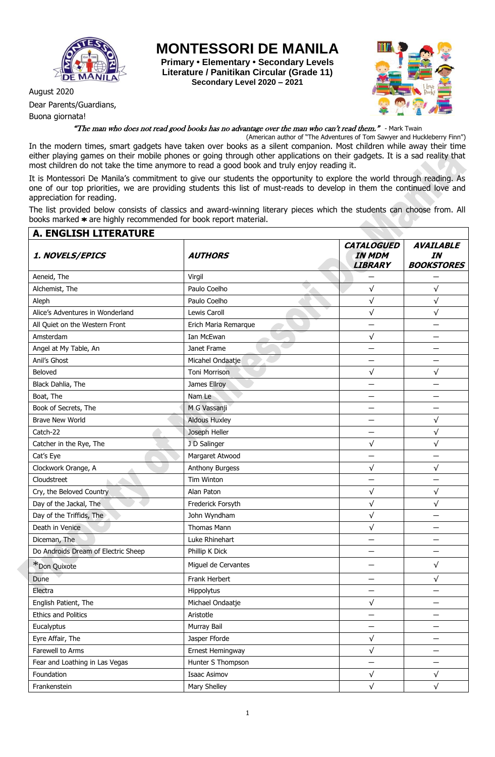# MONTESSORI DE MANILA

**Primary • Elementary • Secondary Levels**
**Literature / Panitikan Circular (Grade 11)**
**Secondary Level 2020 – 2021**

August 2020

Dear Parents/Guardians,

Buona giornata!

*"The man who does not read good books has no advantage over the man who can't read them."* - Mark Twain
(American author of "The Adventures of Tom Sawyer and Huckleberry Finn")

In the modern times, smart gadgets have taken over books as a silent companion. Most children while away their time either playing games on their mobile phones or going through other applications on their gadgets. It is a sad reality that most children do not take the time anymore to read a good book and truly enjoy reading it.

It is Montessori De Manila's commitment to give our students the opportunity to explore the world through reading. As one of our top priorities, we are providing students this list of must-reads to develop in them the continued love and appreciation for reading.

The list provided below consists of classics and award-winning literary pieces which the students can choose from. All books marked ✱ are highly recommended for book report material.

## A. ENGLISH LITERATURE

| *1. NOVELS/EPICS* | *AUTHORS* | *CATALOGUED IN MDM LIBRARY* | *AVAILABLE IN BOOKSTORES* |
|---|---|---|---|
| Aeneid, The | Virgil | — | — |
| Alchemist, The | Paulo Coelho | √ | √ |
| Aleph | Paulo Coelho | √ | √ |
| Alice's Adventures in Wonderland | Lewis Caroll | √ | √ |
| All Quiet on the Western Front | Erich Maria Remarque | — | — |
| Amsterdam | Ian McEwan | √ | — |
| Angel at My Table, An | Janet Frame | — | — |
| Anil's Ghost | Micahel Ondaatje | — | — |
| Beloved | Toni Morrison | √ | √ |
| Black Dahlia, The | James Ellroy | — | — |
| Boat, The | Nam Le | — | — |
| Book of Secrets, The | M G Vassanji | — | — |
| Brave New World | Aldous Huxley | — | √ |
| Catch-22 | Joseph Heller | — | √ |
| Catcher in the Rye, The | J D Salinger | √ | √ |
| Cat's Eye | Margaret Atwood | — | — |
| Clockwork Orange, A | Anthony Burgess | √ | √ |
| Cloudstreet | Tim Winton | — | — |
| Cry, the Beloved Country | Alan Paton | √ | √ |
| Day of the Jackal, The | Frederick Forsyth | √ | √ |
| Day of the Triffids, The | John Wyndham | √ | — |
| Death in Venice | Thomas Mann | √ | — |
| Diceman, The | Luke Rhinehart | — | — |
| Do Androids Dream of Electric Sheep | Phillip K Dick | — | — |
| *Don Quixote | Miguel de Cervantes | — | √ |
| Dune | Frank Herbert | — | √ |
| Electra | Hippolytus | — | — |
| English Patient, The | Michael Ondaatje | √ | — |
| Ethics and Politics | Aristotle | — | — |
| Eucalyptus | Murray Bail | — | — |
| Eyre Affair, The | Jasper Fforde | √ | — |
| Farewell to Arms | Ernest Hemingway | √ | — |
| Fear and Loathing in Las Vegas | Hunter S Thompson | — | — |
| Foundation | Isaac Asimov | √ | √ |
| Frankenstein | Mary Shelley | √ | √ |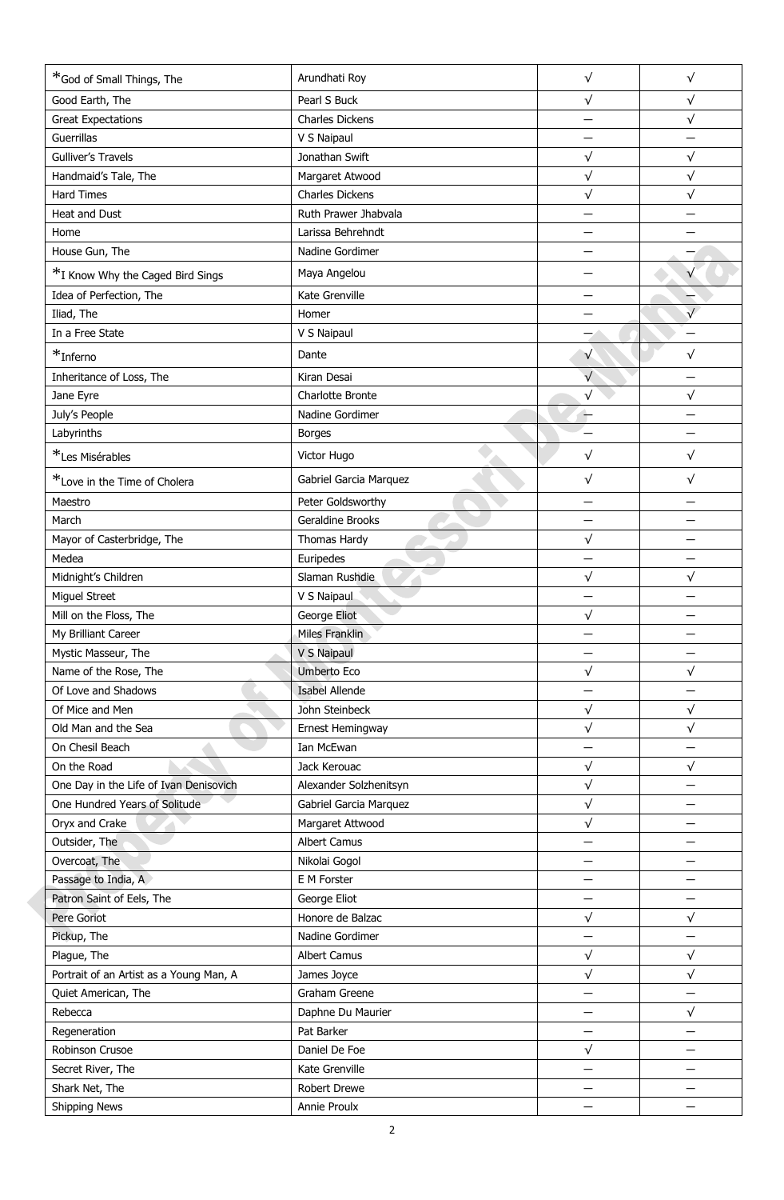| *God of Small Things, The | Arundhati Roy | √ | √ |
|---|---|---|---|
| Good Earth, The | Pearl S Buck | √ | √ |
| Great Expectations | Charles Dickens | — | √ |
| Guerrillas | V S Naipaul | — | — |
| Gulliver's Travels | Jonathan Swift | √ | √ |
| Handmaid's Tale, The | Margaret Atwood | √ | √ |
| Hard Times | Charles Dickens | √ | √ |
| Heat and Dust | Ruth Prawer Jhabvala | — | — |
| Home | Larissa Behrehndt | — | — |
| House Gun, The | Nadine Gordimer | — | — |
| *I Know Why the Caged Bird Sings | Maya Angelou | — | √ |
| Idea of Perfection, The | Kate Grenville | — | — |
| Iliad, The | Homer | — | √ |
| In a Free State | V S Naipaul | — | — |
| *Inferno | Dante | √ | √ |
| Inheritance of Loss, The | Kiran Desai | √ | — |
| Jane Eyre | Charlotte Bronte | √ | √ |
| July's People | Nadine Gordimer | — | — |
| Labyrinths | Borges | — | — |
| *Les Misérables | Victor Hugo | √ | √ |
| *Love in the Time of Cholera | Gabriel Garcia Marquez | √ | √ |
| Maestro | Peter Goldsworthy | — | — |
| March | Geraldine Brooks | — | — |
| Mayor of Casterbridge, The | Thomas Hardy | √ | — |
| Medea | Euripedes | — | — |
| Midnight's Children | Slaman Rushdie | √ | √ |
| Miguel Street | V S Naipaul | — | — |
| Mill on the Floss, The | George Eliot | √ | — |
| My Brilliant Career | Miles Franklin | — | — |
| Mystic Masseur, The | V S Naipaul | — | — |
| Name of the Rose, The | Umberto Eco | √ | √ |
| Of Love and Shadows | Isabel Allende | — | — |
| Of Mice and Men | John Steinbeck | √ | √ |
| Old Man and the Sea | Ernest Hemingway | √ | √ |
| On Chesil Beach | Ian McEwan | — | — |
| On the Road | Jack Kerouac | √ | √ |
| One Day in the Life of Ivan Denisovich | Alexander Solzhenitsyn | √ | — |
| One Hundred Years of Solitude | Gabriel Garcia Marquez | √ | — |
| Oryx and Crake | Margaret Attwood | √ | — |
| Outsider, The | Albert Camus | — | — |
| Overcoat, The | Nikolai Gogol | — | — |
| Passage to India, A | E M Forster | — | — |
| Patron Saint of Eels, The | George Eliot | — | — |
| Pere Goriot | Honore de Balzac | √ | √ |
| Pickup, The | Nadine Gordimer | — | — |
| Plague, The | Albert Camus | √ | √ |
| Portrait of an Artist as a Young Man, A | James Joyce | √ | √ |
| Quiet American, The | Graham Greene | — | — |
| Rebecca | Daphne Du Maurier | — | √ |
| Regeneration | Pat Barker | — | — |
| Robinson Crusoe | Daniel De Foe | √ | — |
| Secret River, The | Kate Grenville | — | — |
| Shark Net, The | Robert Drewe | — | — |
| Shipping News | Annie Proulx | — | — |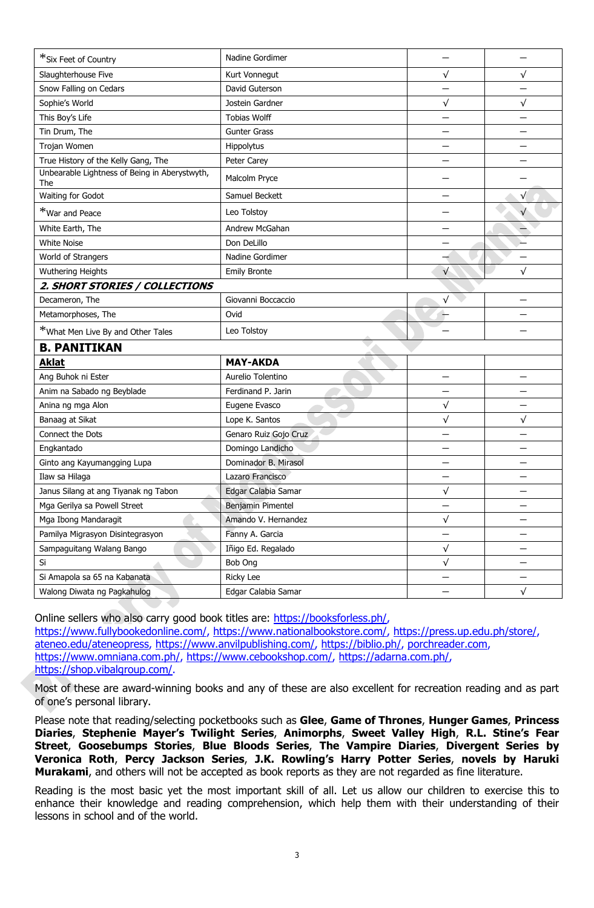| | | | |
|---|---|---|---|
| *Six Feet of Country | Nadine Gordimer | – | – |
| Slaughterhouse Five | Kurt Vonnegut | √ | √ |
| Snow Falling on Cedars | David Guterson | – | – |
| Sophie's World | Jostein Gardner | √ | √ |
| This Boy's Life | Tobias Wolff | – | – |
| Tin Drum, The | Gunter Grass | – | – |
| Trojan Women | Hippolytus | – | – |
| True History of the Kelly Gang, The | Peter Carey | – | – |
| Unbearable Lightness of Being in Aberystwyth, The | Malcolm Pryce | – | – |
| Waiting for Godot | Samuel Beckett | – | √ |
| *War and Peace | Leo Tolstoy | – | √ |
| White Earth, The | Andrew McGahan | – | – |
| White Noise | Don DeLillo | – | – |
| World of Strangers | Nadine Gordimer | – | – |
| Wuthering Heights | Emily Bronte | √ | √ |
| ***2. SHORT STORIES / COLLECTIONS*** | | | |
| Decameron, The | Giovanni Boccaccio | √ | – |
| Metamorphoses, The | Ovid | – | – |
| *What Men Live By and Other Tales | Leo Tolstoy | – | – |
| **B. PANITIKAN** | | | |
| **Aklat** | **MAY-AKDA** | | |
| Ang Buhok ni Ester | Aurelio Tolentino | – | – |
| Anim na Sabado ng Beyblade | Ferdinand P. Jarin | – | – |
| Anina ng mga Alon | Eugene Evasco | √ | – |
| Banaag at Sikat | Lope K. Santos | √ | √ |
| Connect the Dots | Genaro Ruiz Gojo Cruz | – | – |
| Engkantado | Domingo Landicho | – | – |
| Ginto ang Kayumangging Lupa | Dominador B. Mirasol | – | – |
| Ilaw sa Hilaga | Lazaro Francisco | – | – |
| Janus Silang at ang Tiyanak ng Tabon | Edgar Calabia Samar | √ | – |
| Mga Gerilya sa Powell Street | Benjamin Pimentel | – | – |
| Mga Ibong Mandaragit | Amando V. Hernandez | √ | – |
| Pamilya Migrasyon Disintegrasyon | Fanny A. Garcia | – | – |
| Sampaguitang Walang Bango | Iñigo Ed. Regalado | √ | – |
| Si | Bob Ong | √ | – |
| Si Amapola sa 65 na Kabanata | Ricky Lee | – | – |
| Walong Diwata ng Pagkahulog | Edgar Calabia Samar | – | √ |

Online sellers who also carry good book titles are: https://booksforless.ph/, https://www.fullybookedonline.com/, https://www.nationalbookstore.com/, https://press.up.edu.ph/store/, ateneo.edu/ateneopress, https://www.anvilpublishing.com/, https://biblio.ph/, porchreader.com, https://www.omniana.com.ph/, https://www.cebookshop.com/, https://adarna.com.ph/, https://shop.vibalgroup.com/.

Most of these are award-winning books and any of these are also excellent for recreation reading and as part of one's personal library.

Please note that reading/selecting pocketbooks such as **Glee**, **Game of Thrones**, **Hunger Games**, **Princess Diaries**, **Stephenie Mayer's Twilight Series**, **Animorphs**, **Sweet Valley High**, **R.L. Stine's Fear Street**, **Goosebumps Stories**, **Blue Bloods Series**, **The Vampire Diaries**, **Divergent Series by Veronica Roth**, **Percy Jackson Series**, **J.K. Rowling's Harry Potter Series**, **novels by Haruki Murakami**, and others will not be accepted as book reports as they are not regarded as fine literature.

Reading is the most basic yet the most important skill of all. Let us allow our children to exercise this to enhance their knowledge and reading comprehension, which help them with their understanding of their lessons in school and of the world.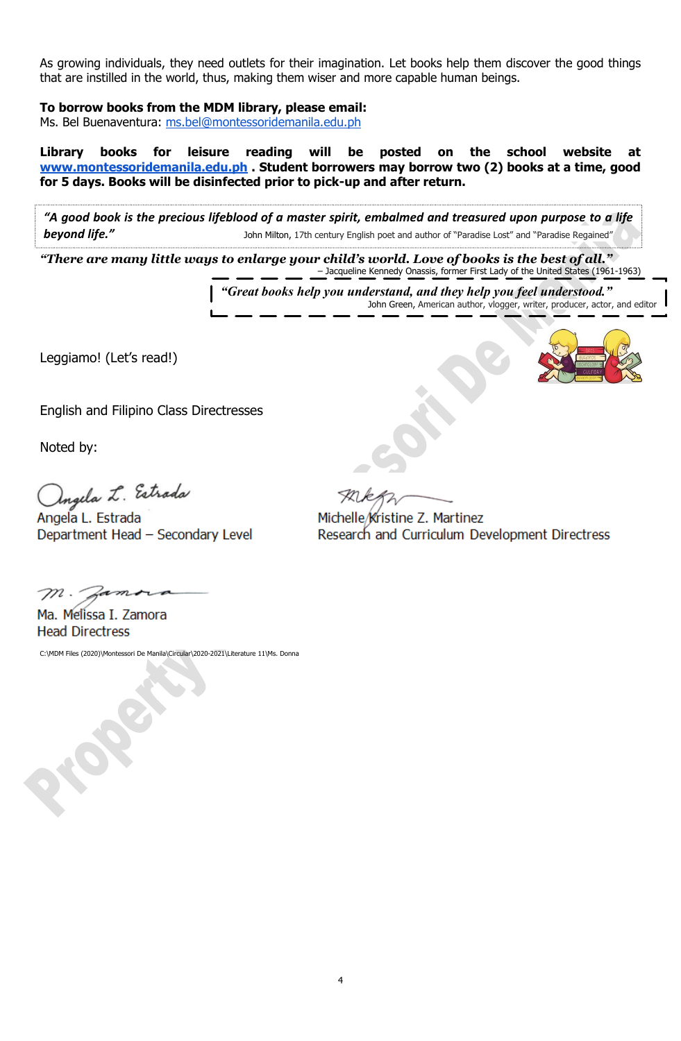As growing individuals, they need outlets for their imagination. Let books help them discover the good things that are instilled in the world, thus, making them wiser and more capable human beings.

**To borrow books from the MDM library, please email:**
Ms. Bel Buenaventura: ms.bel@montessoridemanila.edu.ph

**Library books for leisure reading will be posted on the school website at www.montessoridemanila.edu.ph . Student borrowers may borrow two (2) books at a time, good for 5 days. Books will be disinfected prior to pick-up and after return.**

***"A good book is the precious lifeblood of a master spirit, embalmed and treasured upon purpose to a life beyond life."***
John Milton, 17th century English poet and author of "Paradise Lost" and "Paradise Regained"

***"There are many little ways to enlarge your child's world. Love of books is the best of all."***
– Jacqueline Kennedy Onassis, former First Lady of the United States (1961-1963)

***"Great books help you understand, and they help you feel understood."***
John Green, American author, vlogger, writer, producer, actor, and editor

Leggiamo! (Let's read!)

English and Filipino Class Directresses

Noted by:

Angela L. Estrada
Department Head – Secondary Level

Michelle Kristine Z. Martinez
Research and Curriculum Development Directress

Ma. Melissa I. Zamora
Head Directress

C:\MDM Files (2020)\Montessori De Manila\Circular\2020-2021\Literature 11\Ms. Donna